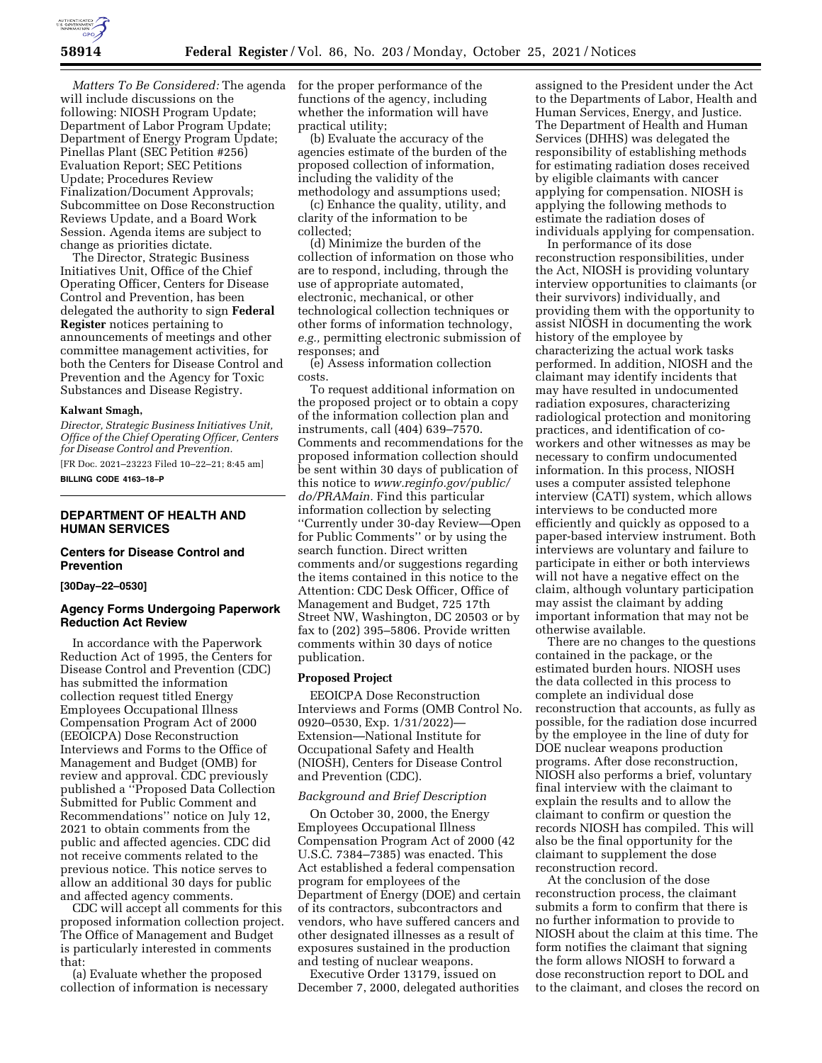*Matters To Be Considered:* The agenda will include discussions on the following: NIOSH Program Update; Department of Labor Program Update; Department of Energy Program Update; Pinellas Plant (SEC Petition #256) Evaluation Report; SEC Petitions Update; Procedures Review Finalization/Document Approvals; Subcommittee on Dose Reconstruction Reviews Update, and a Board Work Session. Agenda items are subject to change as priorities dictate.

The Director, Strategic Business Initiatives Unit, Office of the Chief Operating Officer, Centers for Disease Control and Prevention, has been delegated the authority to sign **Federal Register** notices pertaining to announcements of meetings and other committee management activities, for both the Centers for Disease Control and Prevention and the Agency for Toxic Substances and Disease Registry.

**Kalwant Smagh,**

*Director, Strategic Business Initiatives Unit, Office of the Chief Operating Officer, Centers for Disease Control and Prevention.*

[FR Doc. 2021–23223 Filed 10–22–21; 8:45 am]

**BILLING CODE 4163–18–P**

## DEPARTMENT OF HEALTH AND HUMAN SERVICES

### Centers for Disease Control and Prevention

**[30Day–22–0530]**

### Agency Forms Undergoing Paperwork Reduction Act Review

In accordance with the Paperwork Reduction Act of 1995, the Centers for Disease Control and Prevention (CDC) has submitted the information collection request titled Energy Employees Occupational Illness Compensation Program Act of 2000 (EEOICPA) Dose Reconstruction Interviews and Forms to the Office of Management and Budget (OMB) for review and approval. CDC previously published a ''Proposed Data Collection Submitted for Public Comment and Recommendations'' notice on July 12, 2021 to obtain comments from the public and affected agencies. CDC did not receive comments related to the previous notice. This notice serves to allow an additional 30 days for public and affected agency comments.

CDC will accept all comments for this proposed information collection project. The Office of Management and Budget is particularly interested in comments that:

(a) Evaluate whether the proposed collection of information is necessary for the proper performance of the functions of the agency, including whether the information will have practical utility;

(b) Evaluate the accuracy of the agencies estimate of the burden of the proposed collection of information, including the validity of the methodology and assumptions used;

(c) Enhance the quality, utility, and clarity of the information to be collected;

(d) Minimize the burden of the collection of information on those who are to respond, including, through the use of appropriate automated, electronic, mechanical, or other technological collection techniques or other forms of information technology, *e.g.,* permitting electronic submission of responses; and

(e) Assess information collection costs.

To request additional information on the proposed project or to obtain a copy of the information collection plan and instruments, call (404) 639–7570. Comments and recommendations for the proposed information collection should be sent within 30 days of publication of this notice to *www.reginfo.gov/public/do/PRAMain.* Find this particular information collection by selecting ''Currently under 30-day Review—Open for Public Comments'' or by using the search function. Direct written comments and/or suggestions regarding the items contained in this notice to the Attention: CDC Desk Officer, Office of Management and Budget, 725 17th Street NW, Washington, DC 20503 or by fax to (202) 395–5806. Provide written comments within 30 days of notice publication.

#### Proposed Project

EEOICPA Dose Reconstruction Interviews and Forms (OMB Control No. 0920–0530, Exp. 1/31/2022)—Extension—National Institute for Occupational Safety and Health (NIOSH), Centers for Disease Control and Prevention (CDC).

#### *Background and Brief Description*

On October 30, 2000, the Energy Employees Occupational Illness Compensation Program Act of 2000 (42 U.S.C. 7384–7385) was enacted. This Act established a federal compensation program for employees of the Department of Energy (DOE) and certain of its contractors, subcontractors and vendors, who have suffered cancers and other designated illnesses as a result of exposures sustained in the production and testing of nuclear weapons.

Executive Order 13179, issued on December 7, 2000, delegated authorities assigned to the President under the Act to the Departments of Labor, Health and Human Services, Energy, and Justice. The Department of Health and Human Services (DHHS) was delegated the responsibility of establishing methods for estimating radiation doses received by eligible claimants with cancer applying for compensation. NIOSH is applying the following methods to estimate the radiation doses of individuals applying for compensation.

In performance of its dose reconstruction responsibilities, under the Act, NIOSH is providing voluntary interview opportunities to claimants (or their survivors) individually, and providing them with the opportunity to assist NIOSH in documenting the work history of the employee by characterizing the actual work tasks performed. In addition, NIOSH and the claimant may identify incidents that may have resulted in undocumented radiation exposures, characterizing radiological protection and monitoring practices, and identification of co-workers and other witnesses as may be necessary to confirm undocumented information. In this process, NIOSH uses a computer assisted telephone interview (CATI) system, which allows interviews to be conducted more efficiently and quickly as opposed to a paper-based interview instrument. Both interviews are voluntary and failure to participate in either or both interviews will not have a negative effect on the claim, although voluntary participation may assist the claimant by adding important information that may not be otherwise available.

There are no changes to the questions contained in the package, or the estimated burden hours. NIOSH uses the data collected in this process to complete an individual dose reconstruction that accounts, as fully as possible, for the radiation dose incurred by the employee in the line of duty for DOE nuclear weapons production programs. After dose reconstruction, NIOSH also performs a brief, voluntary final interview with the claimant to explain the results and to allow the claimant to confirm or question the records NIOSH has compiled. This will also be the final opportunity for the claimant to supplement the dose reconstruction record.

At the conclusion of the dose reconstruction process, the claimant submits a form to confirm that there is no further information to provide to NIOSH about the claim at this time. The form notifies the claimant that signing the form allows NIOSH to forward a dose reconstruction report to DOL and to the claimant, and closes the record on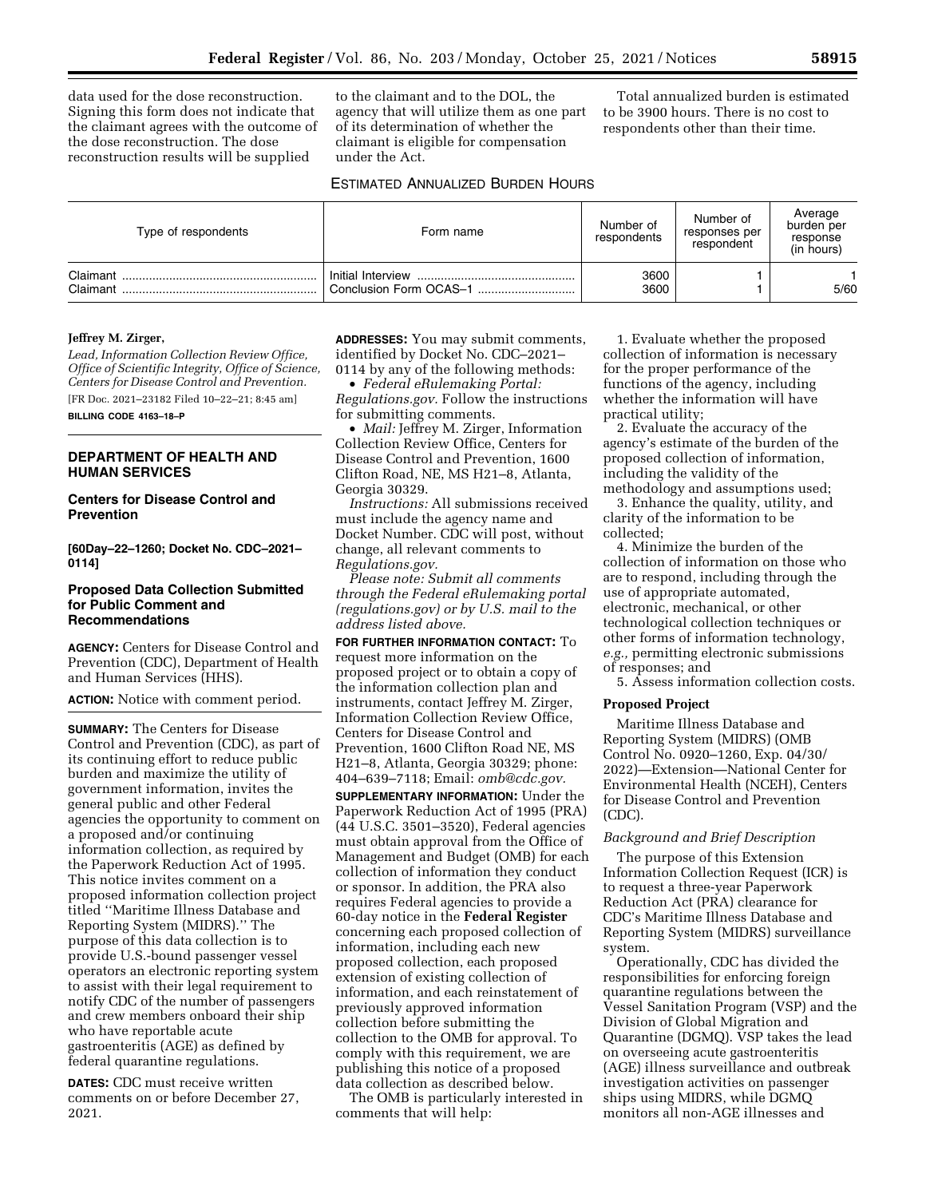data used for the dose reconstruction. Signing this form does not indicate that the claimant agrees with the outcome of the dose reconstruction. The dose reconstruction results will be supplied to the claimant and to the DOL, the agency that will utilize them as one part of its determination of whether the claimant is eligible for compensation under the Act.

Total annualized burden is estimated to be 3900 hours. There is no cost to respondents other than their time.

ESTIMATED ANNUALIZED BURDEN HOURS

| Type of respondents | Form name | Number of respondents | Number of responses per respondent | Average burden per response (in hours) |
|---|---|---|---|---|
| Claimant | Initial Interview | 3600 | 1 | 1 |
| Claimant | Conclusion Form OCAS–1 | 3600 | 1 | 5/60 |

**Jeffrey M. Zirger,**

*Lead, Information Collection Review Office, Office of Scientific Integrity, Office of Science, Centers for Disease Control and Prevention.*

[FR Doc. 2021–23182 Filed 10–22–21; 8:45 am]

**BILLING CODE 4163–18–P**

## DEPARTMENT OF HEALTH AND HUMAN SERVICES

### Centers for Disease Control and Prevention

**[60Day–22–1260; Docket No. CDC–2021–0114]**

### Proposed Data Collection Submitted for Public Comment and Recommendations

**AGENCY:** Centers for Disease Control and Prevention (CDC), Department of Health and Human Services (HHS).

**ACTION:** Notice with comment period.

**SUMMARY:** The Centers for Disease Control and Prevention (CDC), as part of its continuing effort to reduce public burden and maximize the utility of government information, invites the general public and other Federal agencies the opportunity to comment on a proposed and/or continuing information collection, as required by the Paperwork Reduction Act of 1995. This notice invites comment on a proposed information collection project titled ''Maritime Illness Database and Reporting System (MIDRS).'' The purpose of this data collection is to provide U.S.-bound passenger vessel operators an electronic reporting system to assist with their legal requirement to notify CDC of the number of passengers and crew members onboard their ship who have reportable acute gastroenteritis (AGE) as defined by federal quarantine regulations.

**DATES:** CDC must receive written comments on or before December 27, 2021.

**ADDRESSES:** You may submit comments, identified by Docket No. CDC–2021–0114 by any of the following methods:

- *Federal eRulemaking Portal: Regulations.gov.* Follow the instructions for submitting comments.
- *Mail:* Jeffrey M. Zirger, Information Collection Review Office, Centers for Disease Control and Prevention, 1600 Clifton Road, NE, MS H21–8, Atlanta, Georgia 30329.

*Instructions:* All submissions received must include the agency name and Docket Number. CDC will post, without change, all relevant comments to *Regulations.gov.*

*Please note: Submit all comments through the Federal eRulemaking portal (regulations.gov) or by U.S. mail to the address listed above.*

**FOR FURTHER INFORMATION CONTACT:** To request more information on the proposed project or to obtain a copy of the information collection plan and instruments, contact Jeffrey M. Zirger, Information Collection Review Office, Centers for Disease Control and Prevention, 1600 Clifton Road NE, MS H21–8, Atlanta, Georgia 30329; phone: 404–639–7118; Email: *omb@cdc.gov.*

**SUPPLEMENTARY INFORMATION:** Under the Paperwork Reduction Act of 1995 (PRA) (44 U.S.C. 3501–3520), Federal agencies must obtain approval from the Office of Management and Budget (OMB) for each collection of information they conduct or sponsor. In addition, the PRA also requires Federal agencies to provide a 60-day notice in the **Federal Register** concerning each proposed collection of information, including each new proposed collection, each proposed extension of existing collection of information, and each reinstatement of previously approved information collection before submitting the collection to the OMB for approval. To comply with this requirement, we are publishing this notice of a proposed data collection as described below.

The OMB is particularly interested in comments that will help:

1. Evaluate whether the proposed collection of information is necessary for the proper performance of the functions of the agency, including whether the information will have practical utility;
2. Evaluate the accuracy of the agency's estimate of the burden of the proposed collection of information, including the validity of the methodology and assumptions used;
3. Enhance the quality, utility, and clarity of the information to be collected;
4. Minimize the burden of the collection of information on those who are to respond, including through the use of appropriate automated, electronic, mechanical, or other technological collection techniques or other forms of information technology, *e.g.,* permitting electronic submissions of responses; and
5. Assess information collection costs.

**Proposed Project**

Maritime Illness Database and Reporting System (MIDRS) (OMB Control No. 0920–1260, Exp. 04/30/2022)—Extension—National Center for Environmental Health (NCEH), Centers for Disease Control and Prevention (CDC).

*Background and Brief Description*

The purpose of this Extension Information Collection Request (ICR) is to request a three-year Paperwork Reduction Act (PRA) clearance for CDC's Maritime Illness Database and Reporting System (MIDRS) surveillance system.

Operationally, CDC has divided the responsibilities for enforcing foreign quarantine regulations between the Vessel Sanitation Program (VSP) and the Division of Global Migration and Quarantine (DGMQ). VSP takes the lead on overseeing acute gastroenteritis (AGE) illness surveillance and outbreak investigation activities on passenger ships using MIDRS, while DGMQ monitors all non-AGE illnesses and